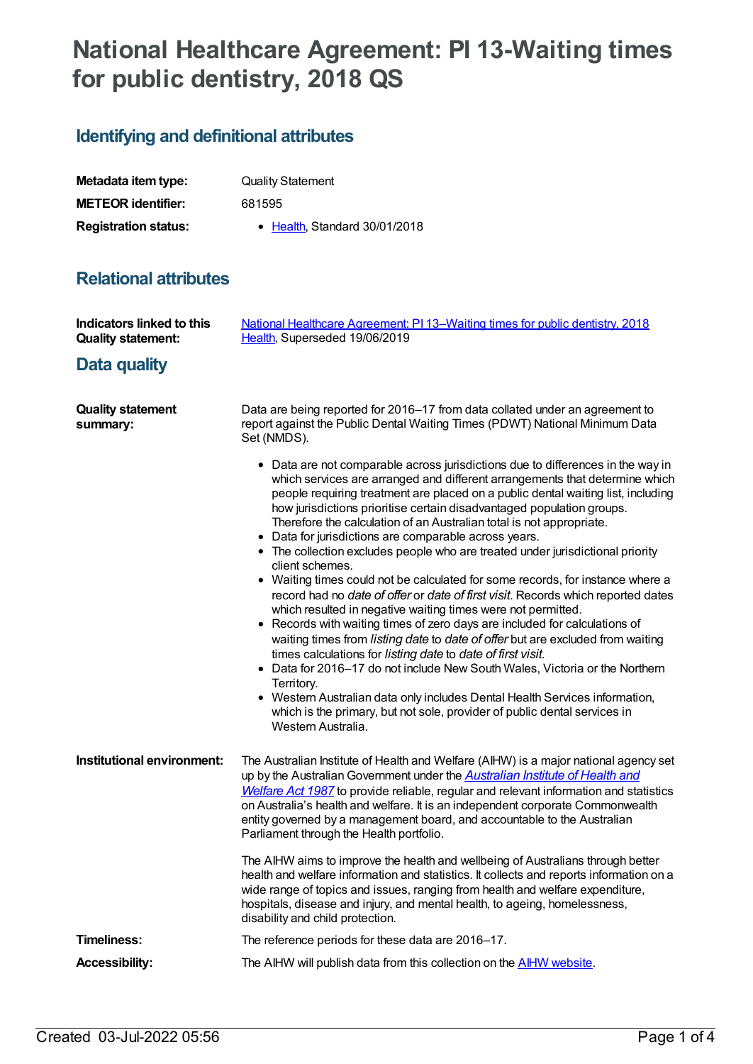# National Healthcare Agreement: PI 13-Waiting times for public dentistry, 2018 QS

## Identifying and definitional attributes

| | |
|---|---|
| **Metadata item type:** | Quality Statement |
| **METEOR identifier:** | 681595 |
| **Registration status:** | • Health, Standard 30/01/2018 |

## Relational attributes

| | |
|---|---|
| **Indicators linked to this Quality statement:** | National Healthcare Agreement: PI 13–Waiting times for public dentistry, 2018<br>Health, Superseded 19/06/2019 |

## Data quality

**Quality statement summary:**

Data are being reported for 2016–17 from data collated under an agreement to report against the Public Dental Waiting Times (PDWT) National Minimum Data Set (NMDS).

- Data are not comparable across jurisdictions due to differences in the way in which services are arranged and different arrangements that determine which people requiring treatment are placed on a public dental waiting list, including how jurisdictions prioritise certain disadvantaged population groups. Therefore the calculation of an Australian total is not appropriate.
- Data for jurisdictions are comparable across years.
- The collection excludes people who are treated under jurisdictional priority client schemes.
- Waiting times could not be calculated for some records, for instance where a record had no *date of offer* or *date of first visit*. Records which reported dates which resulted in negative waiting times were not permitted.
- Records with waiting times of zero days are included for calculations of waiting times from *listing date* to *date of offer* but are excluded from waiting times calculations for *listing date* to *date of first visit*.
- Data for 2016–17 do not include New South Wales, Victoria or the Northern Territory.
- Western Australian data only includes Dental Health Services information, which is the primary, but not sole, provider of public dental services in Western Australia.

**Institutional environment:**

The Australian Institute of Health and Welfare (AIHW) is a major national agency set up by the Australian Government under the *Australian Institute of Health and Welfare Act 1987* to provide reliable, regular and relevant information and statistics on Australia's health and welfare. It is an independent corporate Commonwealth entity governed by a management board, and accountable to the Australian Parliament through the Health portfolio.

The AIHW aims to improve the health and wellbeing of Australians through better health and welfare information and statistics. It collects and reports information on a wide range of topics and issues, ranging from health and welfare expenditure, hospitals, disease and injury, and mental health, to ageing, homelessness, disability and child protection.

**Timeliness:**

The reference periods for these data are 2016–17.

**Accessibility:**

The AIHW will publish data from this collection on the AIHW website.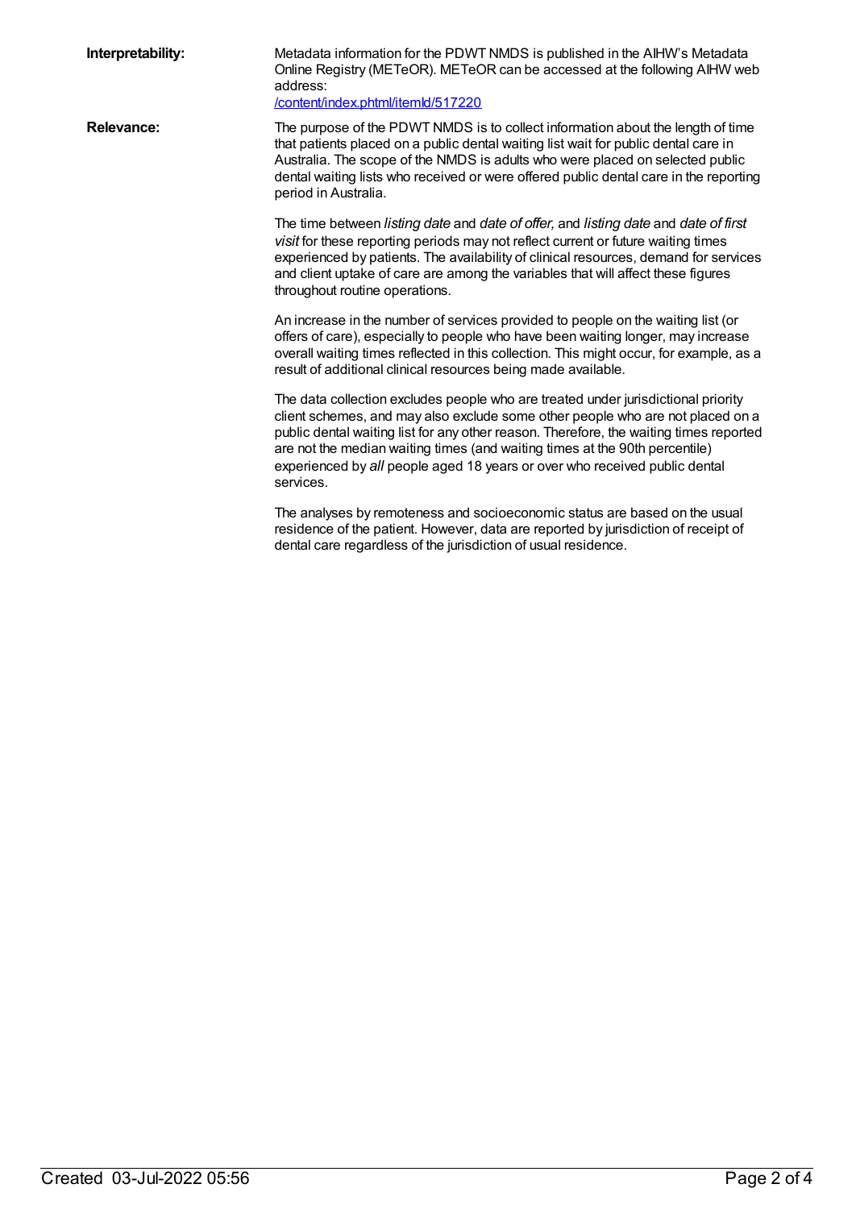**Interpretability:**

Metadata information for the PDWT NMDS is published in the AIHW's Metadata Online Registry (METeOR). METeOR can be accessed at the following AIHW web address:
[/content/index.phtml/itemId/517220](/content/index.phtml/itemId/517220)

**Relevance:**

The purpose of the PDWT NMDS is to collect information about the length of time that patients placed on a public dental waiting list wait for public dental care in Australia. The scope of the NMDS is adults who were placed on selected public dental waiting lists who received or were offered public dental care in the reporting period in Australia.

The time between *listing date* and *date of offer,* and *listing date* and *date of first visit* for these reporting periods may not reflect current or future waiting times experienced by patients. The availability of clinical resources, demand for services and client uptake of care are among the variables that will affect these figures throughout routine operations.

An increase in the number of services provided to people on the waiting list (or offers of care), especially to people who have been waiting longer, may increase overall waiting times reflected in this collection. This might occur, for example, as a result of additional clinical resources being made available.

The data collection excludes people who are treated under jurisdictional priority client schemes, and may also exclude some other people who are not placed on a public dental waiting list for any other reason. Therefore, the waiting times reported are not the median waiting times (and waiting times at the 90th percentile) experienced by *all* people aged 18 years or over who received public dental services.

The analyses by remoteness and socioeconomic status are based on the usual residence of the patient. However, data are reported by jurisdiction of receipt of dental care regardless of the jurisdiction of usual residence.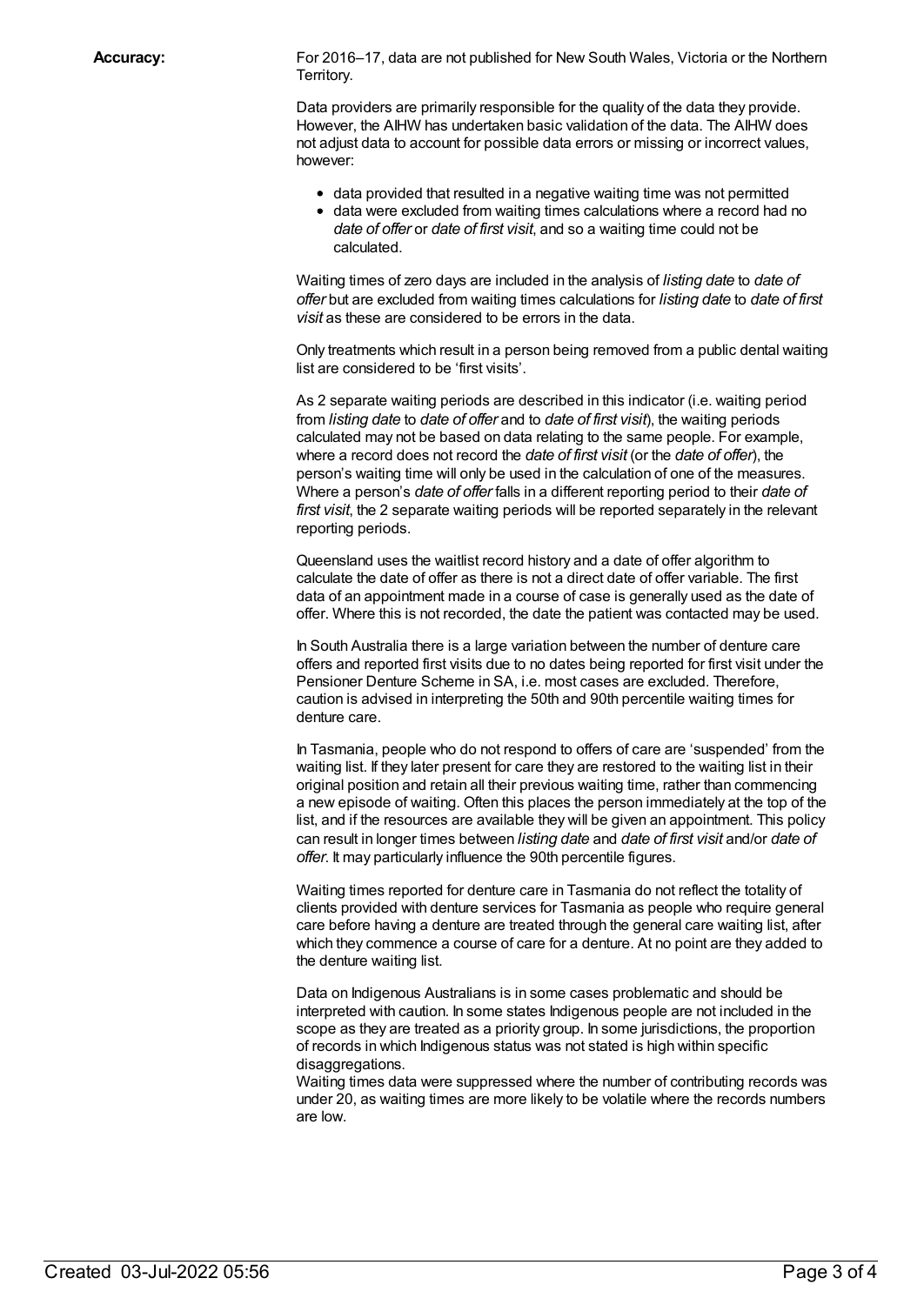**Accuracy:**

For 2016–17, data are not published for New South Wales, Victoria or the Northern Territory.

Data providers are primarily responsible for the quality of the data they provide. However, the AIHW has undertaken basic validation of the data. The AIHW does not adjust data to account for possible data errors or missing or incorrect values, however:

- data provided that resulted in a negative waiting time was not permitted
- data were excluded from waiting times calculations where a record had no *date of offer* or *date of first visit*, and so a waiting time could not be calculated.

Waiting times of zero days are included in the analysis of *listing date* to *date of offer* but are excluded from waiting times calculations for *listing date* to *date of first visit* as these are considered to be errors in the data.

Only treatments which result in a person being removed from a public dental waiting list are considered to be 'first visits'.

As 2 separate waiting periods are described in this indicator (i.e. waiting period from *listing date* to *date of offer* and to *date of first visit*), the waiting periods calculated may not be based on data relating to the same people. For example, where a record does not record the *date of first visit* (or the *date of offer*), the person's waiting time will only be used in the calculation of one of the measures. Where a person's *date of offer* falls in a different reporting period to their *date of first visit*, the 2 separate waiting periods will be reported separately in the relevant reporting periods.

Queensland uses the waitlist record history and a date of offer algorithm to calculate the date of offer as there is not a direct date of offer variable. The first data of an appointment made in a course of case is generally used as the date of offer. Where this is not recorded, the date the patient was contacted may be used.

In South Australia there is a large variation between the number of denture care offers and reported first visits due to no dates being reported for first visit under the Pensioner Denture Scheme in SA, i.e. most cases are excluded. Therefore, caution is advised in interpreting the 50th and 90th percentile waiting times for denture care.

In Tasmania, people who do not respond to offers of care are 'suspended' from the waiting list. If they later present for care they are restored to the waiting list in their original position and retain all their previous waiting time, rather than commencing a new episode of waiting. Often this places the person immediately at the top of the list, and if the resources are available they will be given an appointment. This policy can result in longer times between *listing date* and *date of first visit* and/or *date of offer*. It may particularly influence the 90th percentile figures.

Waiting times reported for denture care in Tasmania do not reflect the totality of clients provided with denture services for Tasmania as people who require general care before having a denture are treated through the general care waiting list, after which they commence a course of care for a denture. At no point are they added to the denture waiting list.

Data on Indigenous Australians is in some cases problematic and should be interpreted with caution. In some states Indigenous people are not included in the scope as they are treated as a priority group. In some jurisdictions, the proportion of records in which Indigenous status was not stated is high within specific disaggregations.
Waiting times data were suppressed where the number of contributing records was under 20, as waiting times are more likely to be volatile where the records numbers are low.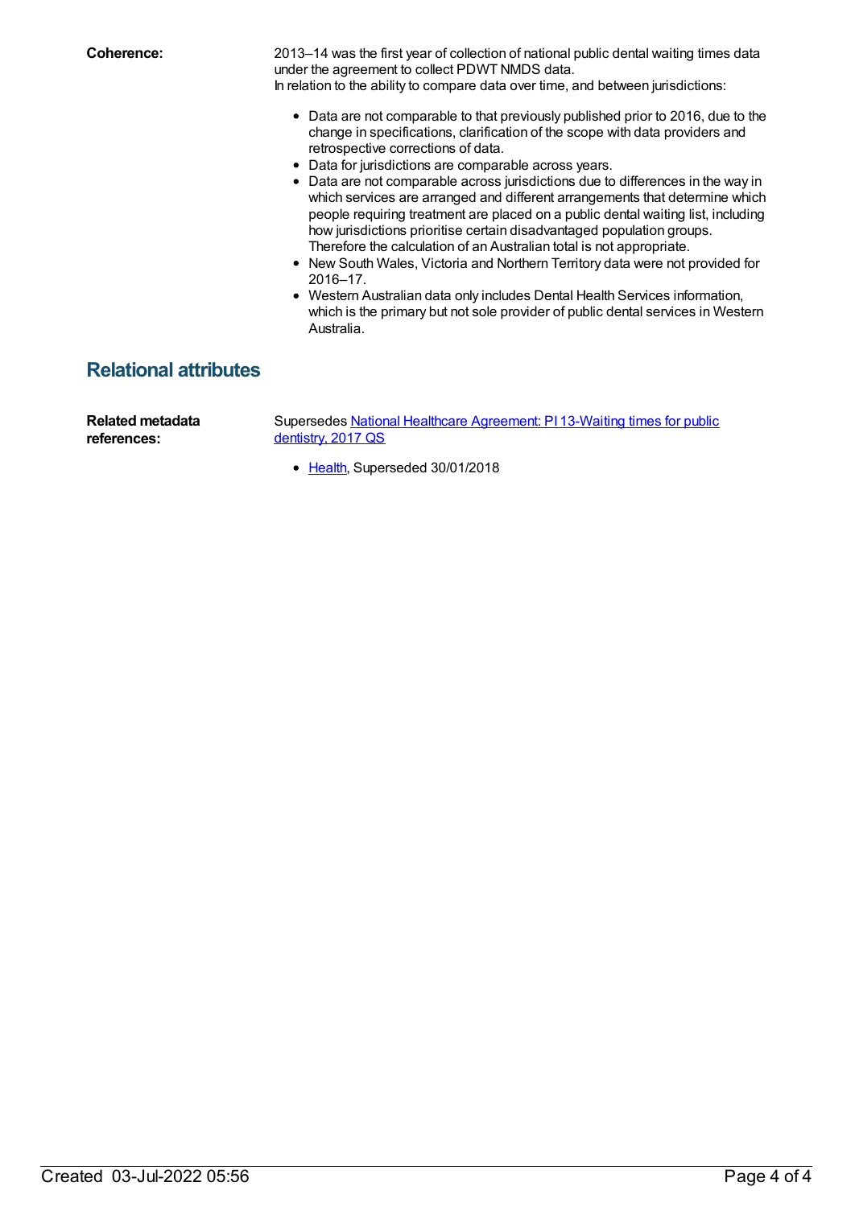**Coherence:**

2013–14 was the first year of collection of national public dental waiting times data under the agreement to collect PDWT NMDS data.
In relation to the ability to compare data over time, and between jurisdictions:

- Data are not comparable to that previously published prior to 2016, due to the change in specifications, clarification of the scope with data providers and retrospective corrections of data.
- Data for jurisdictions are comparable across years.
- Data are not comparable across jurisdictions due to differences in the way in which services are arranged and different arrangements that determine which people requiring treatment are placed on a public dental waiting list, including how jurisdictions prioritise certain disadvantaged population groups. Therefore the calculation of an Australian total is not appropriate.
- New South Wales, Victoria and Northern Territory data were not provided for 2016–17.
- Western Australian data only includes Dental Health Services information, which is the primary but not sole provider of public dental services in Western Australia.

## Relational attributes

**Related metadata references:**

Supersedes National Healthcare Agreement: PI 13-Waiting times for public dentistry, 2017 QS

- Health, Superseded 30/01/2018